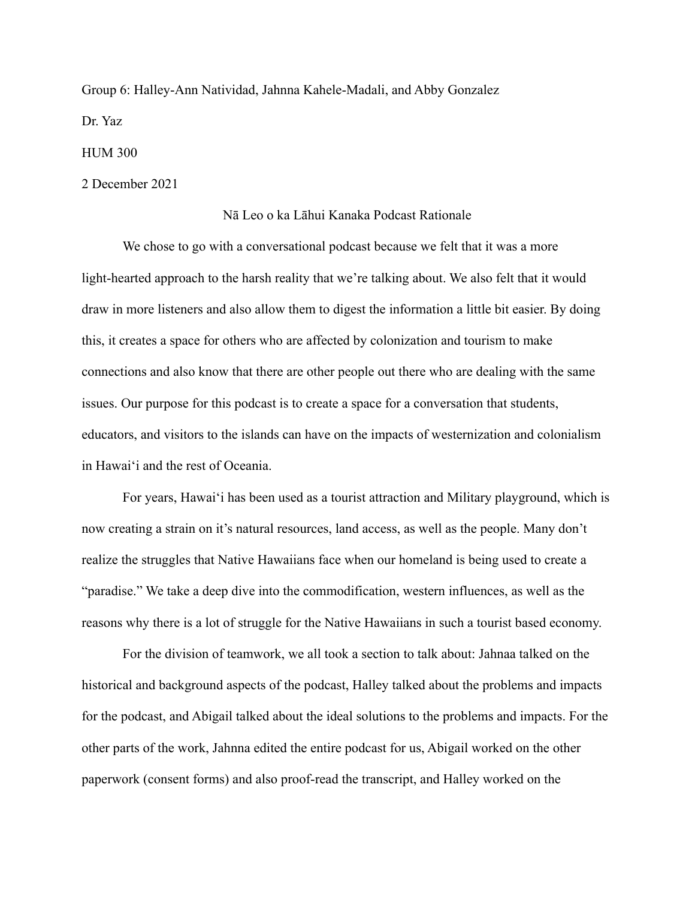Group 6: Halley-Ann Natividad, Jahnna Kahele-Madali, and Abby Gonzalez

Dr. Yaz

HUM 300

2 December 2021

# Nā Leo o ka Lāhui Kanaka Podcast Rationale

We chose to go with a conversational podcast because we felt that it was a more light-hearted approach to the harsh reality that we're talking about. We also felt that it would draw in more listeners and also allow them to digest the information a little bit easier. By doing this, it creates a space for others who are affected by colonization and tourism to make connections and also know that there are other people out there who are dealing with the same issues. Our purpose for this podcast is to create a space for a conversation that students, educators, and visitors to the islands can have on the impacts of westernization and colonialism in Hawaiʻi and the rest of Oceania.

For years, Hawaiʻi has been used as a tourist attraction and Military playground, which is now creating a strain on it's natural resources, land access, as well as the people. Many don't realize the struggles that Native Hawaiians face when our homeland is being used to create a "paradise." We take a deep dive into the commodification, western influences, as well as the reasons why there is a lot of struggle for the Native Hawaiians in such a tourist based economy.

For the division of teamwork, we all took a section to talk about: Jahnaa talked on the historical and background aspects of the podcast, Halley talked about the problems and impacts for the podcast, and Abigail talked about the ideal solutions to the problems and impacts. For the other parts of the work, Jahnna edited the entire podcast for us, Abigail worked on the other paperwork (consent forms) and also proof-read the transcript, and Halley worked on the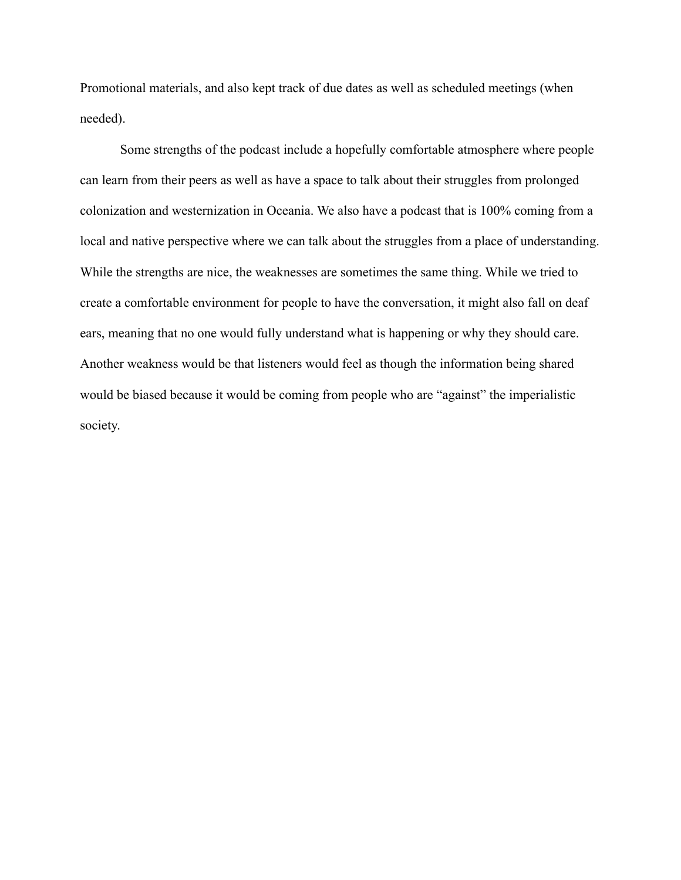Promotional materials, and also kept track of due dates as well as scheduled meetings (when needed).

Some strengths of the podcast include a hopefully comfortable atmosphere where people can learn from their peers as well as have a space to talk about their struggles from prolonged colonization and westernization in Oceania. We also have a podcast that is 100% coming from a local and native perspective where we can talk about the struggles from a place of understanding. While the strengths are nice, the weaknesses are sometimes the same thing. While we tried to create a comfortable environment for people to have the conversation, it might also fall on deaf ears, meaning that no one would fully understand what is happening or why they should care. Another weakness would be that listeners would feel as though the information being shared would be biased because it would be coming from people who are "against" the imperialistic society.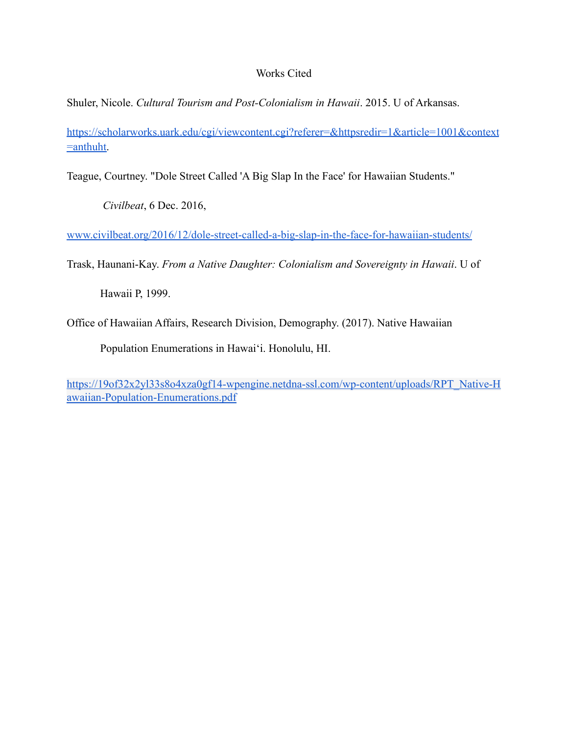# Works Cited

Shuler, Nicole. *Cultural Tourism and Post-Colonialism in Hawaii*. 2015. U of Arkansas.

https://scholarworks.uark.edu/cgi/viewcontent.cgi?referer=&httpsredir=1&article=1001&context=anthuht.

Teague, Courtney. "Dole Street Called 'A Big Slap In the Face' for Hawaiian Students."

*Civilbeat*, 6 Dec. 2016,

www.civilbeat.org/2016/12/dole-street-called-a-big-slap-in-the-face-for-hawaiian-students/

Trask, Haunani-Kay. *From a Native Daughter: Colonialism and Sovereignty in Hawaii*. U of Hawaii P, 1999.

Office of Hawaiian Affairs, Research Division, Demography. (2017). Native Hawaiian Population Enumerations in Hawaiʻi. Honolulu, HI.

https://19of32x2yl33s8o4xza0gf14-wpengine.netdna-ssl.com/wp-content/uploads/RPT_Native-Hawaiian-Population-Enumerations.pdf